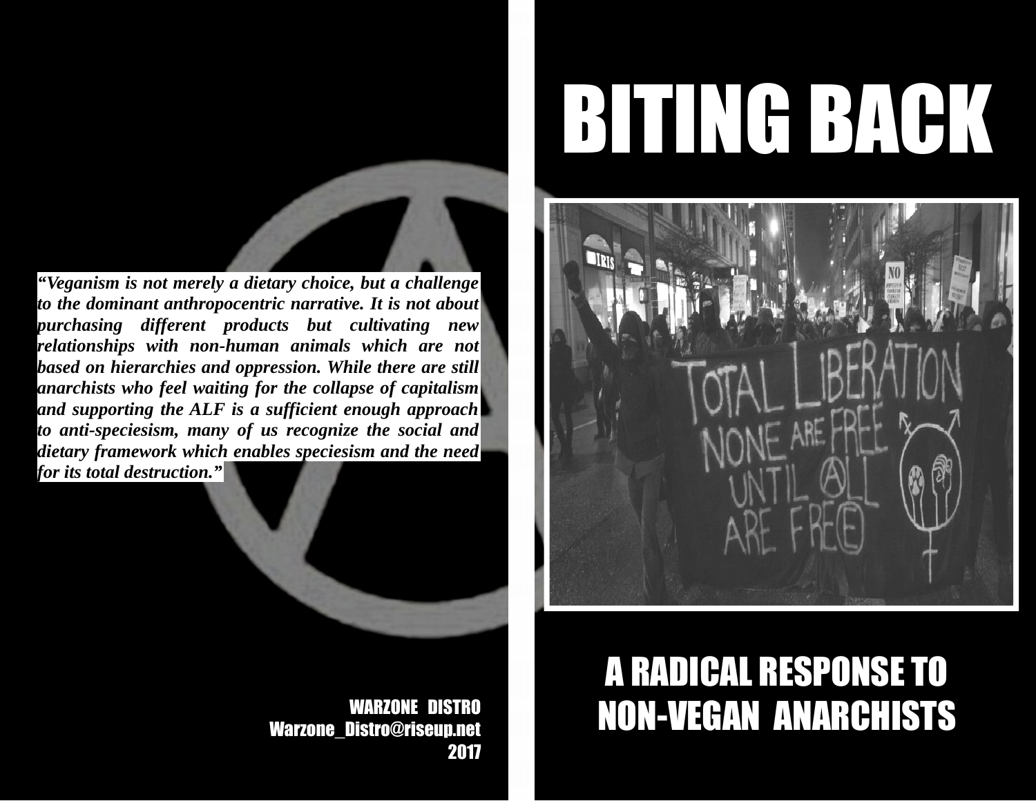# BITING BACK

## A RADICAL RESPONSE TO NON-VEGAN ANARCHISTS

*"Veganism is not merely a dietary choice, but a challenge to the dominant anthropocentric narrative. It is not about purchasing different products but cultivating new relationships with non-human animals which are not based on hierarchies and oppression. While there are still anarchists who feel waiting for the collapse of capitalism and supporting the ALF is a sufficient enough approach to anti-speciesism, many of us recognize the social and dietary framework which enables speciesism and the need for its total destruction."*

WARZONE DISTRO
Warzone_Distro@riseup.net
2017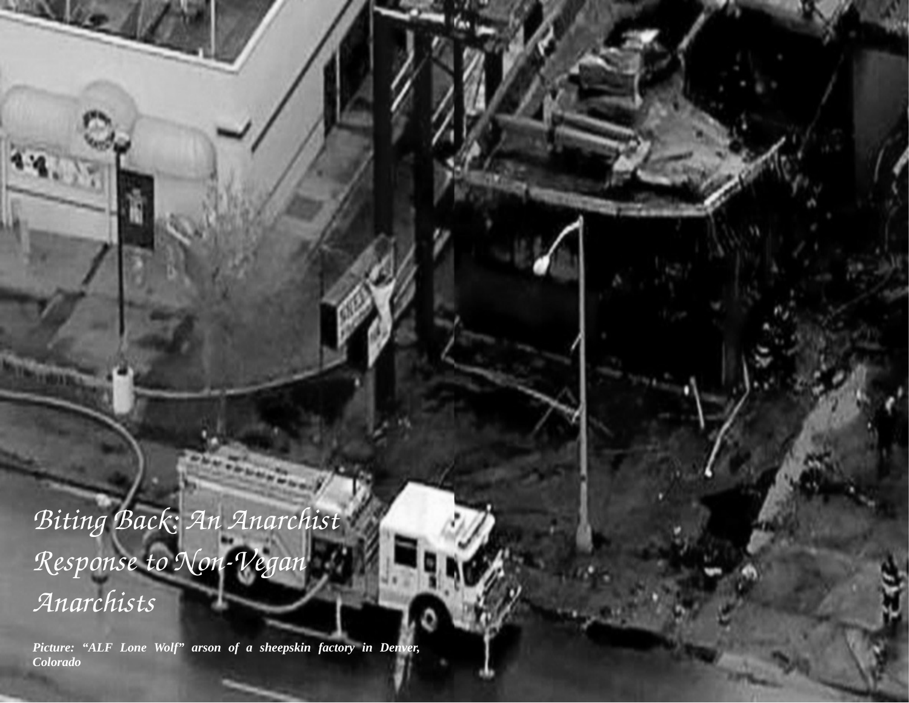# Biting Back: An Anarchist Response to Non-Vegan Anarchists

***Picture: "ALF Lone Wolf" arson of a sheepskin factory in Denver, Colorado***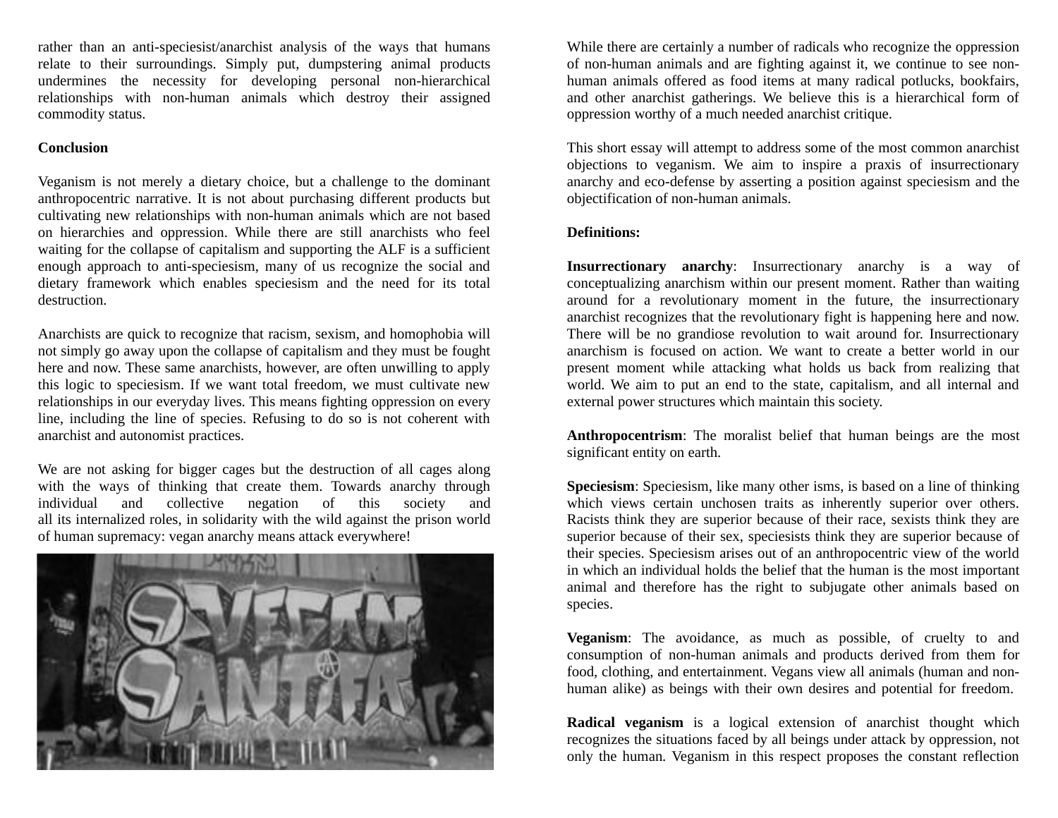rather than an anti-speciesist/anarchist analysis of the ways that humans relate to their surroundings. Simply put, dumpstering animal products undermines the necessity for developing personal non-hierarchical relationships with non-human animals which destroy their assigned commodity status.

**Conclusion**

Veganism is not merely a dietary choice, but a challenge to the dominant anthropocentric narrative. It is not about purchasing different products but cultivating new relationships with non-human animals which are not based on hierarchies and oppression. While there are still anarchists who feel waiting for the collapse of capitalism and supporting the ALF is a sufficient enough approach to anti-speciesism, many of us recognize the social and dietary framework which enables speciesism and the need for its total destruction.

Anarchists are quick to recognize that racism, sexism, and homophobia will not simply go away upon the collapse of capitalism and they must be fought here and now. These same anarchists, however, are often unwilling to apply this logic to speciesism. If we want total freedom, we must cultivate new relationships in our everyday lives. This means fighting oppression on every line, including the line of species. Refusing to do so is not coherent with anarchist and autonomist practices.

We are not asking for bigger cages but the destruction of all cages along with the ways of thinking that create them. Towards anarchy through individual and collective negation of this society and all its internalized roles, in solidarity with the wild against the prison world of human supremacy: vegan anarchy means attack everywhere!

While there are certainly a number of radicals who recognize the oppression of non-human animals and are fighting against it, we continue to see non-human animals offered as food items at many radical potlucks, bookfairs, and other anarchist gatherings. We believe this is a hierarchical form of oppression worthy of a much needed anarchist critique.

This short essay will attempt to address some of the most common anarchist objections to veganism. We aim to inspire a praxis of insurrectionary anarchy and eco-defense by asserting a position against speciesism and the objectification of non-human animals.

**Definitions:**

**Insurrectionary anarchy**: Insurrectionary anarchy is a way of conceptualizing anarchism within our present moment. Rather than waiting around for a revolutionary moment in the future, the insurrectionary anarchist recognizes that the revolutionary fight is happening here and now. There will be no grandiose revolution to wait around for. Insurrectionary anarchism is focused on action. We want to create a better world in our present moment while attacking what holds us back from realizing that world. We aim to put an end to the state, capitalism, and all internal and external power structures which maintain this society.

**Anthropocentrism**: The moralist belief that human beings are the most significant entity on earth.

**Speciesism**: Speciesism, like many other isms, is based on a line of thinking which views certain unchosen traits as inherently superior over others. Racists think they are superior because of their race, sexists think they are superior because of their sex, speciesists think they are superior because of their species. Speciesism arises out of an anthropocentric view of the world in which an individual holds the belief that the human is the most important animal and therefore has the right to subjugate other animals based on species.

**Veganism**: The avoidance, as much as possible, of cruelty to and consumption of non-human animals and products derived from them for food, clothing, and entertainment. Vegans view all animals (human and non-human alike) as beings with their own desires and potential for freedom.

**Radical veganism** is a logical extension of anarchist thought which recognizes the situations faced by all beings under attack by oppression, not only the human. Veganism in this respect proposes the constant reflection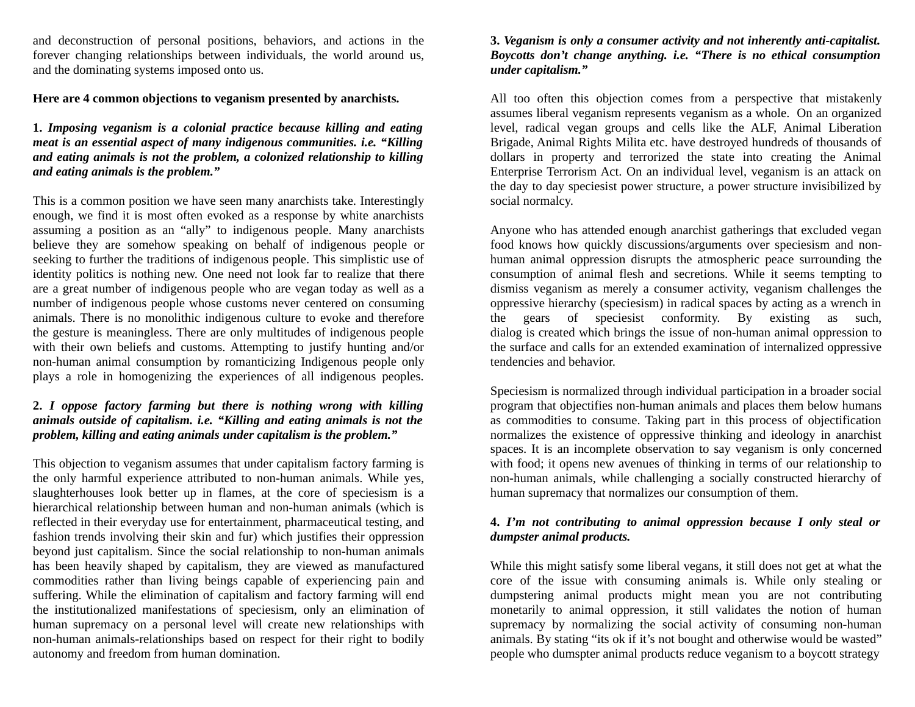and deconstruction of personal positions, behaviors, and actions in the forever changing relationships between individuals, the world around us, and the dominating systems imposed onto us.

**Here are 4 common objections to veganism presented by anarchists.**

**1.** ***Imposing veganism is a colonial practice because killing and eating meat is an essential aspect of many indigenous communities. i.e. "Killing and eating animals is not the problem, a colonized relationship to killing and eating animals is the problem."***

This is a common position we have seen many anarchists take. Interestingly enough, we find it is most often evoked as a response by white anarchists assuming a position as an "ally" to indigenous people. Many anarchists believe they are somehow speaking on behalf of indigenous people or seeking to further the traditions of indigenous people. This simplistic use of identity politics is nothing new. One need not look far to realize that there are a great number of indigenous people who are vegan today as well as a number of indigenous people whose customs never centered on consuming animals. There is no monolithic indigenous culture to evoke and therefore the gesture is meaningless. There are only multitudes of indigenous people with their own beliefs and customs. Attempting to justify hunting and/or non-human animal consumption by romanticizing Indigenous people only plays a role in homogenizing the experiences of all indigenous peoples.

**2.** ***I oppose factory farming but there is nothing wrong with killing animals outside of capitalism. i.e. "Killing and eating animals is not the problem, killing and eating animals under capitalism is the problem."***

This objection to veganism assumes that under capitalism factory farming is the only harmful experience attributed to non-human animals. While yes, slaughterhouses look better up in flames, at the core of speciesism is a hierarchical relationship between human and non-human animals (which is reflected in their everyday use for entertainment, pharmaceutical testing, and fashion trends involving their skin and fur) which justifies their oppression beyond just capitalism. Since the social relationship to non-human animals has been heavily shaped by capitalism, they are viewed as manufactured commodities rather than living beings capable of experiencing pain and suffering. While the elimination of capitalism and factory farming will end the institutionalized manifestations of speciesism, only an elimination of human supremacy on a personal level will create new relationships with non-human animals-relationships based on respect for their right to bodily autonomy and freedom from human domination.

**3.** ***Veganism is only a consumer activity and not inherently anti-capitalist. Boycotts don't change anything. i.e. "There is no ethical consumption under capitalism."***

All too often this objection comes from a perspective that mistakenly assumes liberal veganism represents veganism as a whole. On an organized level, radical vegan groups and cells like the ALF, Animal Liberation Brigade, Animal Rights Milita etc. have destroyed hundreds of thousands of dollars in property and terrorized the state into creating the Animal Enterprise Terrorism Act. On an individual level, veganism is an attack on the day to day speciesist power structure, a power structure invisibilized by social normalcy.

Anyone who has attended enough anarchist gatherings that excluded vegan food knows how quickly discussions/arguments over speciesism and non-human animal oppression disrupts the atmospheric peace surrounding the consumption of animal flesh and secretions. While it seems tempting to dismiss veganism as merely a consumer activity, veganism challenges the oppressive hierarchy (speciesism) in radical spaces by acting as a wrench in the gears of speciesist conformity. By existing as such, dialog is created which brings the issue of non-human animal oppression to the surface and calls for an extended examination of internalized oppressive tendencies and behavior.

Speciesism is normalized through individual participation in a broader social program that objectifies non-human animals and places them below humans as commodities to consume. Taking part in this process of objectification normalizes the existence of oppressive thinking and ideology in anarchist spaces. It is an incomplete observation to say veganism is only concerned with food; it opens new avenues of thinking in terms of our relationship to non-human animals, while challenging a socially constructed hierarchy of human supremacy that normalizes our consumption of them.

**4.** ***I'm not contributing to animal oppression because I only steal or dumpster animal products.***

While this might satisfy some liberal vegans, it still does not get at what the core of the issue with consuming animals is. While only stealing or dumpstering animal products might mean you are not contributing monetarily to animal oppression, it still validates the notion of human supremacy by normalizing the social activity of consuming non-human animals. By stating "its ok if it's not bought and otherwise would be wasted" people who dumspter animal products reduce veganism to a boycott strategy